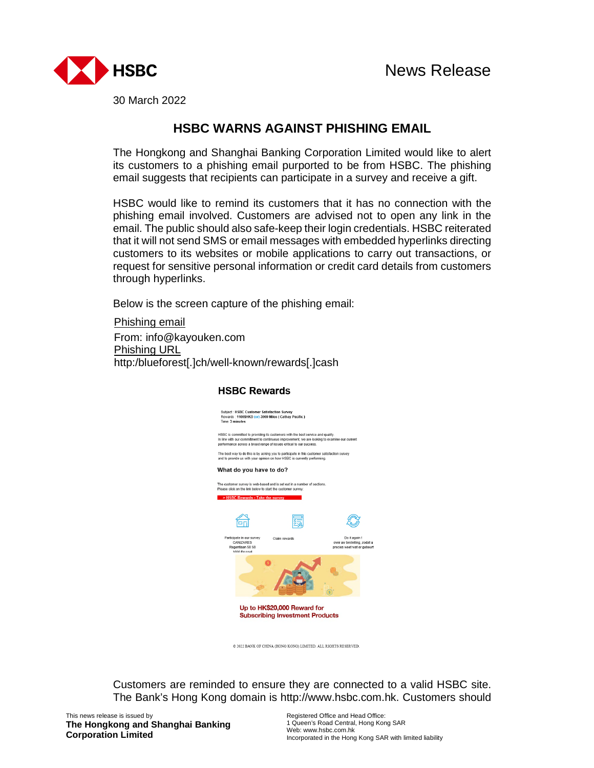**HSBC**

# News Release

30 March 2022

## HSBC WARNS AGAINST PHISHING EMAIL

The Hongkong and Shanghai Banking Corporation Limited would like to alert its customers to a phishing email purported to be from HSBC. The phishing email suggests that recipients can participate in a survey and receive a gift.

HSBC would like to remind its customers that it has no connection with the phishing email involved. Customers are advised not to open any link in the email. The public should also safe-keep their login credentials. HSBC reiterated that it will not send SMS or email messages with embedded hyperlinks directing customers to its websites or mobile applications to carry out transactions, or request for sensitive personal information or credit card details from customers through hyperlinks.

Below is the screen capture of the phishing email:

Phishing email

From: info@kayouken.com

Phishing URL

http:/blueforest[.]ch/well-known/rewards[.]cash

**HSBC Rewards**

Subject : HSBC Customer Satisfaction Survey
Rewards : 1100$HKD (or) 3000 Miles ( Cathay Pacific )
Time: 3 minutes

HSBC is committed to providing its customers with the best service and quality.
In line with our commitment to continuous improvement, we are looking to examine our current performance across a broad range of issues critical to our success.

The best way to do this is by asking you to participate in this customer satisfaction survey and to provide us with your opinion on how HSBC is currently performing.

**What do you have to do?**

The customer survey is web-based and is set out in a number of sections.
Please click on the link below to start the customer survey.

> HSBC Rewards : Take the survey

Participate in our survey
CANIZARES
Regentlaan 58 58
1000 Brussel

Claim rewards

Do it again !
over uw bestelling, zodat u precies weet wat er gebeurt

Up to HK$20,000 Reward for Subscribing Investment Products

© 2022 BANK OF CHINA (HONG KONG) LIMITED. ALL RIGHTS RESERVED.

Customers are reminded to ensure they are connected to a valid HSBC site. The Bank's Hong Kong domain is http://www.hsbc.com.hk. Customers should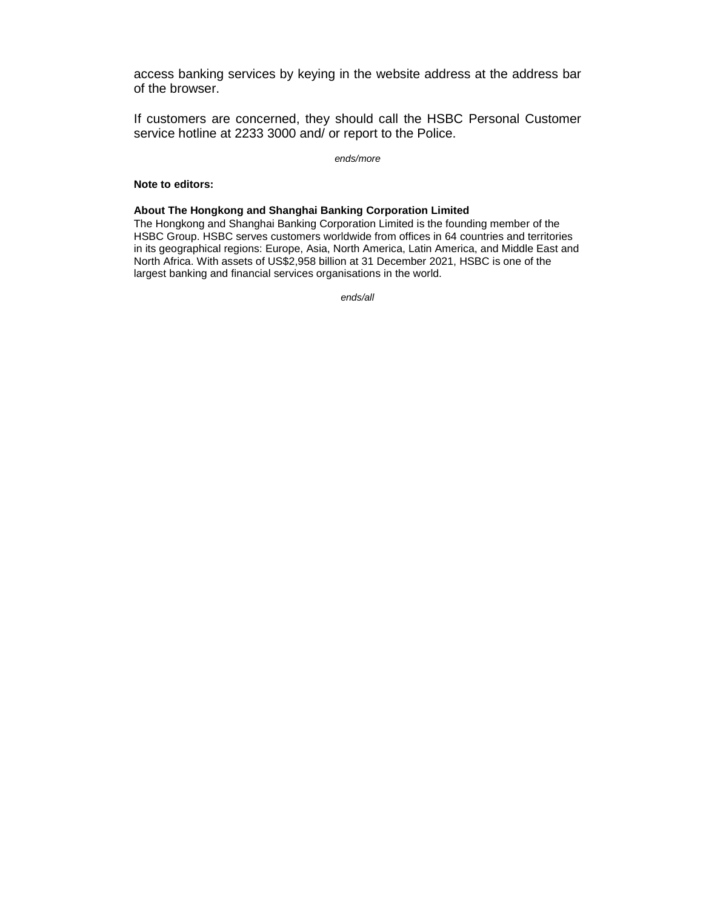access banking services by keying in the website address at the address bar of the browser.

If customers are concerned, they should call the HSBC Personal Customer service hotline at 2233 3000 and/ or report to the Police.

*ends/more*

**Note to editors:**

**About The Hongkong and Shanghai Banking Corporation Limited**

The Hongkong and Shanghai Banking Corporation Limited is the founding member of the HSBC Group. HSBC serves customers worldwide from offices in 64 countries and territories in its geographical regions: Europe, Asia, North America, Latin America, and Middle East and North Africa. With assets of US$2,958 billion at 31 December 2021, HSBC is one of the largest banking and financial services organisations in the world.

*ends/all*